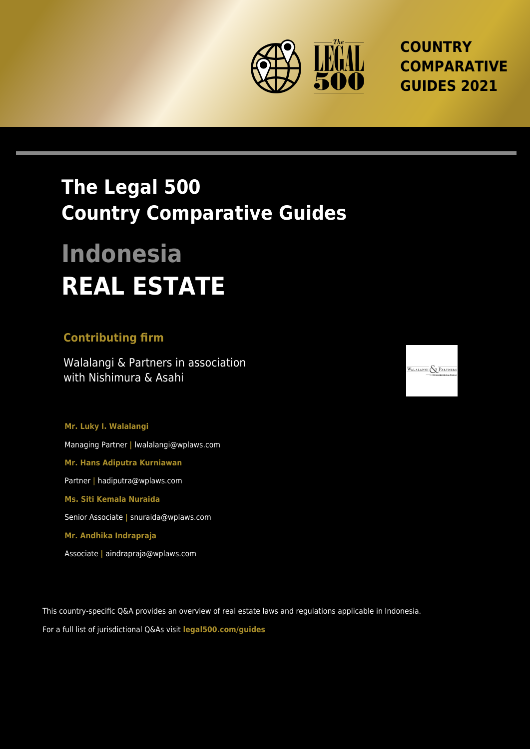COUNTRY COMPARATIVE GUIDES 2021

# The Legal 500 Country Comparative Guides

# Indonesia
# REAL ESTATE

## Contributing firm

Walalangi & Partners in association with Nishimura & Asahi

**Mr. Luky I. Walalangi**

Managing Partner | lwalalangi@wplaws.com

**Mr. Hans Adiputra Kurniawan**

Partner | hadiputra@wplaws.com

**Ms. Siti Kemala Nuraida**

Senior Associate | snuraida@wplaws.com

**Mr. Andhika Indrapraja**

Associate | aindrapraja@wplaws.com

This country-specific Q&A provides an overview of real estate laws and regulations applicable in Indonesia.

For a full list of jurisdictional Q&As visit **legal500.com/guides**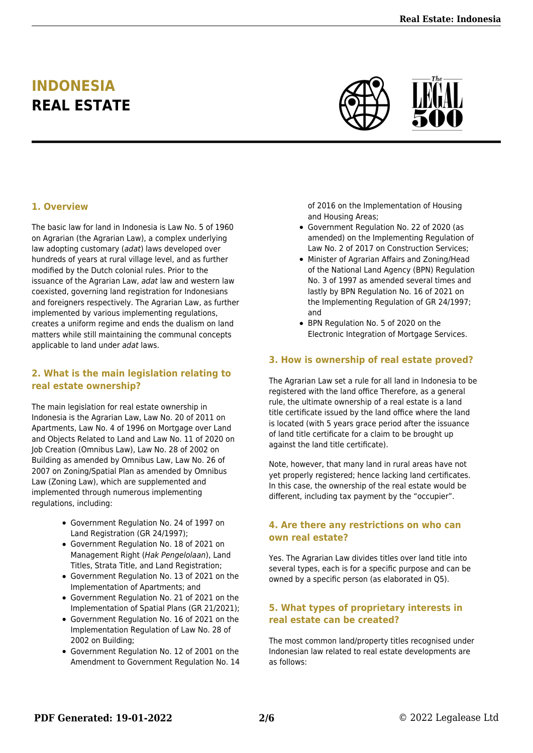# INDONESIA
# REAL ESTATE

## 1. Overview

The basic law for land in Indonesia is Law No. 5 of 1960 on Agrarian (the Agrarian Law), a complex underlying law adopting customary (*adat*) laws developed over hundreds of years at rural village level, and as further modified by the Dutch colonial rules. Prior to the issuance of the Agrarian Law, *adat* law and western law coexisted, governing land registration for Indonesians and foreigners respectively. The Agrarian Law, as further implemented by various implementing regulations, creates a uniform regime and ends the dualism on land matters while still maintaining the communal concepts applicable to land under *adat* laws.

## 2. What is the main legislation relating to real estate ownership?

The main legislation for real estate ownership in Indonesia is the Agrarian Law, Law No. 20 of 2011 on Apartments, Law No. 4 of 1996 on Mortgage over Land and Objects Related to Land and Law No. 11 of 2020 on Job Creation (Omnibus Law), Law No. 28 of 2002 on Building as amended by Omnibus Law, Law No. 26 of 2007 on Zoning/Spatial Plan as amended by Omnibus Law (Zoning Law), which are supplemented and implemented through numerous implementing regulations, including:

- Government Regulation No. 24 of 1997 on Land Registration (GR 24/1997);
- Government Regulation No. 18 of 2021 on Management Right (*Hak Pengelolaan*), Land Titles, Strata Title, and Land Registration;
- Government Regulation No. 13 of 2021 on the Implementation of Apartments; and
- Government Regulation No. 21 of 2021 on the Implementation of Spatial Plans (GR 21/2021);
- Government Regulation No. 16 of 2021 on the Implementation Regulation of Law No. 28 of 2002 on Building;
- Government Regulation No. 12 of 2001 on the Amendment to Government Regulation No. 14 of 2016 on the Implementation of Housing and Housing Areas;
- Government Regulation No. 22 of 2020 (as amended) on the Implementing Regulation of Law No. 2 of 2017 on Construction Services;
- Minister of Agrarian Affairs and Zoning/Head of the National Land Agency (BPN) Regulation No. 3 of 1997 as amended several times and lastly by BPN Regulation No. 16 of 2021 on the Implementing Regulation of GR 24/1997; and
- BPN Regulation No. 5 of 2020 on the Electronic Integration of Mortgage Services.

## 3. How is ownership of real estate proved?

The Agrarian Law set a rule for all land in Indonesia to be registered with the land office Therefore, as a general rule, the ultimate ownership of a real estate is a land title certificate issued by the land office where the land is located (with 5 years grace period after the issuance of land title certificate for a claim to be brought up against the land title certificate).

Note, however, that many land in rural areas have not yet properly registered; hence lacking land certificates. In this case, the ownership of the real estate would be different, including tax payment by the "occupier".

## 4. Are there any restrictions on who can own real estate?

Yes. The Agrarian Law divides titles over land title into several types, each is for a specific purpose and can be owned by a specific person (as elaborated in Q5).

## 5. What types of proprietary interests in real estate can be created?

The most common land/property titles recognised under Indonesian law related to real estate developments are as follows: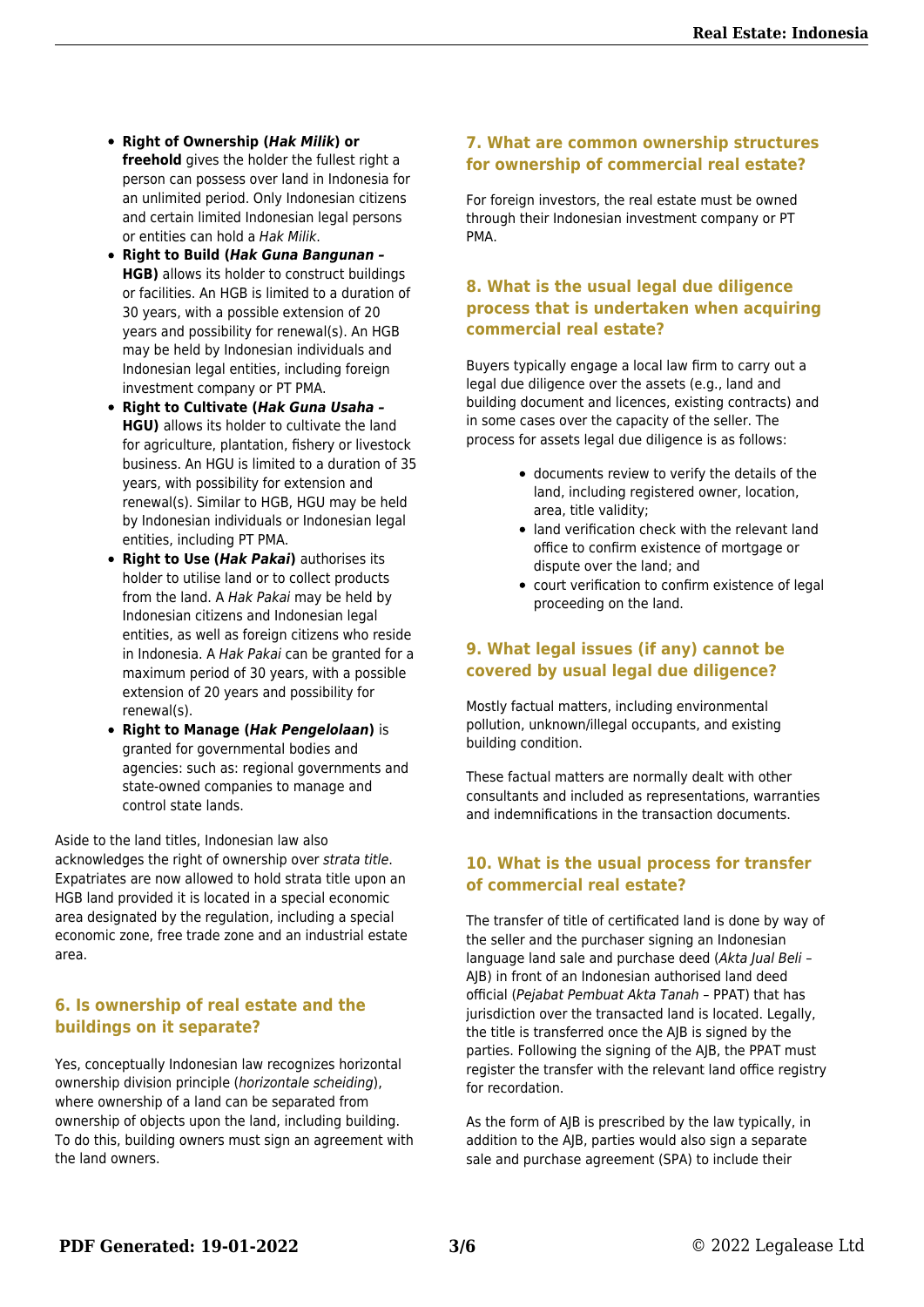- **Right of Ownership (*Hak Milik*) or freehold** gives the holder the fullest right a person can possess over land in Indonesia for an unlimited period. Only Indonesian citizens and certain limited Indonesian legal persons or entities can hold a *Hak Milik*.
- **Right to Build (*Hak Guna Bangunan* – HGB)** allows its holder to construct buildings or facilities. An HGB is limited to a duration of 30 years, with a possible extension of 20 years and possibility for renewal(s). An HGB may be held by Indonesian individuals and Indonesian legal entities, including foreign investment company or PT PMA.
- **Right to Cultivate (*Hak Guna Usaha* – HGU)** allows its holder to cultivate the land for agriculture, plantation, fishery or livestock business. An HGU is limited to a duration of 35 years, with possibility for extension and renewal(s). Similar to HGB, HGU may be held by Indonesian individuals or Indonesian legal entities, including PT PMA.
- **Right to Use (*Hak Pakai*)** authorises its holder to utilise land or to collect products from the land. A *Hak Pakai* may be held by Indonesian citizens and Indonesian legal entities, as well as foreign citizens who reside in Indonesia. A *Hak Pakai* can be granted for a maximum period of 30 years, with a possible extension of 20 years and possibility for renewal(s).
- **Right to Manage (*Hak Pengelolaan*)** is granted for governmental bodies and agencies: such as: regional governments and state-owned companies to manage and control state lands.

Aside to the land titles, Indonesian law also acknowledges the right of ownership over *strata title*. Expatriates are now allowed to hold strata title upon an HGB land provided it is located in a special economic area designated by the regulation, including a special economic zone, free trade zone and an industrial estate area.

## 6. Is ownership of real estate and the buildings on it separate?

Yes, conceptually Indonesian law recognizes horizontal ownership division principle (*horizontale scheiding*), where ownership of a land can be separated from ownership of objects upon the land, including building. To do this, building owners must sign an agreement with the land owners.

## 7. What are common ownership structures for ownership of commercial real estate?

For foreign investors, the real estate must be owned through their Indonesian investment company or PT PMA.

## 8. What is the usual legal due diligence process that is undertaken when acquiring commercial real estate?

Buyers typically engage a local law firm to carry out a legal due diligence over the assets (e.g., land and building document and licences, existing contracts) and in some cases over the capacity of the seller. The process for assets legal due diligence is as follows:

- documents review to verify the details of the land, including registered owner, location, area, title validity;
- land verification check with the relevant land office to confirm existence of mortgage or dispute over the land; and
- court verification to confirm existence of legal proceeding on the land.

## 9. What legal issues (if any) cannot be covered by usual legal due diligence?

Mostly factual matters, including environmental pollution, unknown/illegal occupants, and existing building condition.

These factual matters are normally dealt with other consultants and included as representations, warranties and indemnifications in the transaction documents.

## 10. What is the usual process for transfer of commercial real estate?

The transfer of title of certificated land is done by way of the seller and the purchaser signing an Indonesian language land sale and purchase deed (*Akta Jual Beli* – AJB) in front of an Indonesian authorised land deed official (*Pejabat Pembuat Akta Tanah* – PPAT) that has jurisdiction over the transacted land is located. Legally, the title is transferred once the AJB is signed by the parties. Following the signing of the AJB, the PPAT must register the transfer with the relevant land office registry for recordation.

As the form of AJB is prescribed by the law typically, in addition to the AJB, parties would also sign a separate sale and purchase agreement (SPA) to include their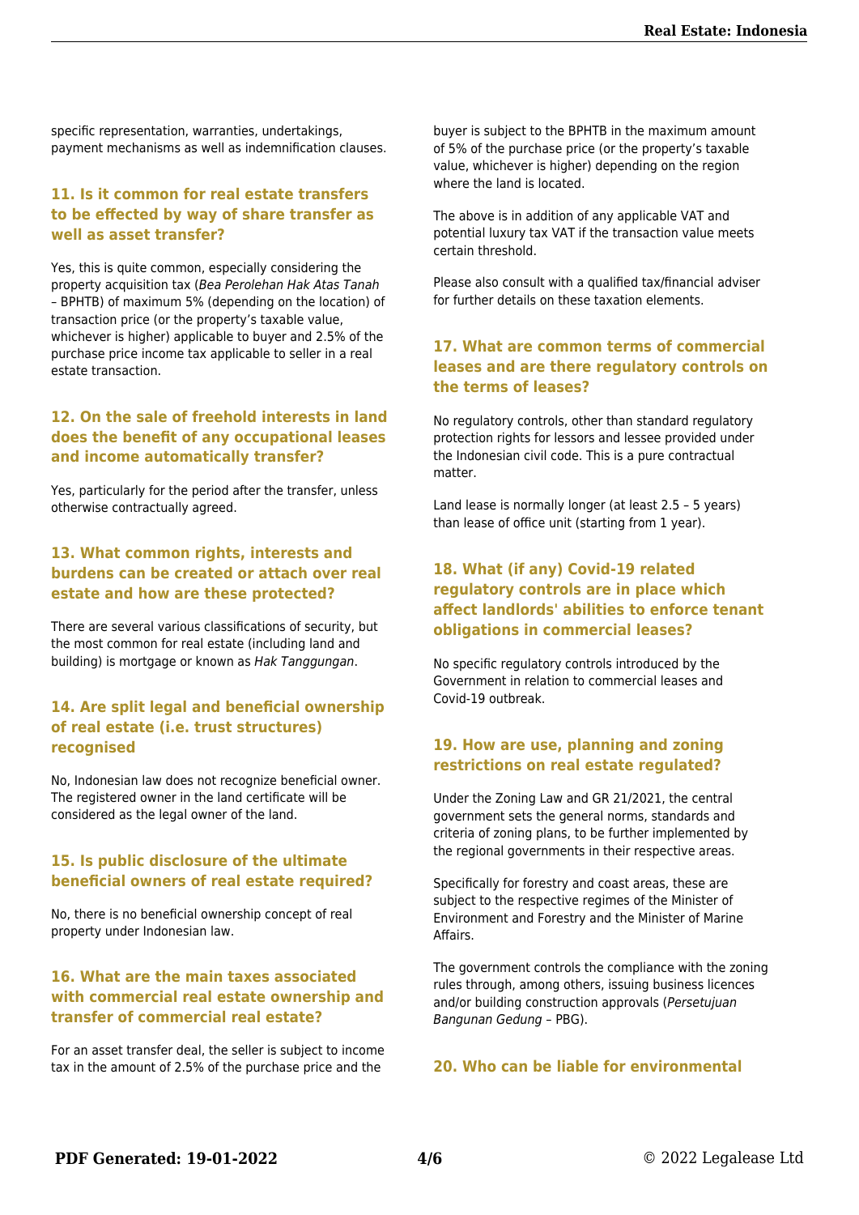specific representation, warranties, undertakings, payment mechanisms as well as indemnification clauses.

### 11. Is it common for real estate transfers to be effected by way of share transfer as well as asset transfer?

Yes, this is quite common, especially considering the property acquisition tax (*Bea Perolehan Hak Atas Tanah* – BPHTB) of maximum 5% (depending on the location) of transaction price (or the property's taxable value, whichever is higher) applicable to buyer and 2.5% of the purchase price income tax applicable to seller in a real estate transaction.

### 12. On the sale of freehold interests in land does the benefit of any occupational leases and income automatically transfer?

Yes, particularly for the period after the transfer, unless otherwise contractually agreed.

### 13. What common rights, interests and burdens can be created or attach over real estate and how are these protected?

There are several various classifications of security, but the most common for real estate (including land and building) is mortgage or known as *Hak Tanggungan*.

### 14. Are split legal and beneficial ownership of real estate (i.e. trust structures) recognised

No, Indonesian law does not recognize beneficial owner. The registered owner in the land certificate will be considered as the legal owner of the land.

### 15. Is public disclosure of the ultimate beneficial owners of real estate required?

No, there is no beneficial ownership concept of real property under Indonesian law.

### 16. What are the main taxes associated with commercial real estate ownership and transfer of commercial real estate?

For an asset transfer deal, the seller is subject to income tax in the amount of 2.5% of the purchase price and the buyer is subject to the BPHTB in the maximum amount of 5% of the purchase price (or the property's taxable value, whichever is higher) depending on the region where the land is located.

The above is in addition of any applicable VAT and potential luxury tax VAT if the transaction value meets certain threshold.

Please also consult with a qualified tax/financial adviser for further details on these taxation elements.

### 17. What are common terms of commercial leases and are there regulatory controls on the terms of leases?

No regulatory controls, other than standard regulatory protection rights for lessors and lessee provided under the Indonesian civil code. This is a pure contractual matter.

Land lease is normally longer (at least 2.5 – 5 years) than lease of office unit (starting from 1 year).

### 18. What (if any) Covid-19 related regulatory controls are in place which affect landlords' abilities to enforce tenant obligations in commercial leases?

No specific regulatory controls introduced by the Government in relation to commercial leases and Covid-19 outbreak.

### 19. How are use, planning and zoning restrictions on real estate regulated?

Under the Zoning Law and GR 21/2021, the central government sets the general norms, standards and criteria of zoning plans, to be further implemented by the regional governments in their respective areas.

Specifically for forestry and coast areas, these are subject to the respective regimes of the Minister of Environment and Forestry and the Minister of Marine Affairs.

The government controls the compliance with the zoning rules through, among others, issuing business licences and/or building construction approvals (*Persetujuan Bangunan Gedung* – PBG).

### 20. Who can be liable for environmental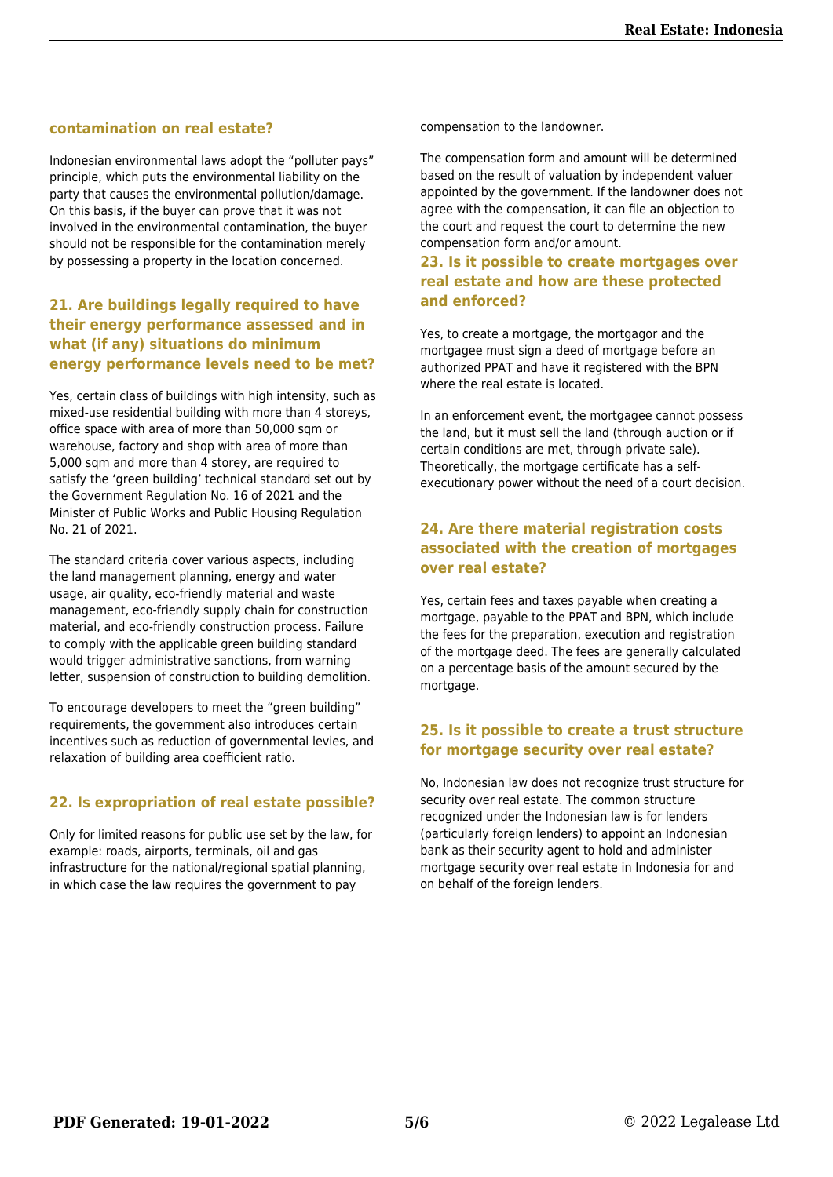## contamination on real estate?

Indonesian environmental laws adopt the "polluter pays" principle, which puts the environmental liability on the party that causes the environmental pollution/damage. On this basis, if the buyer can prove that it was not involved in the environmental contamination, the buyer should not be responsible for the contamination merely by possessing a property in the location concerned.

## 21. Are buildings legally required to have their energy performance assessed and in what (if any) situations do minimum energy performance levels need to be met?

Yes, certain class of buildings with high intensity, such as mixed-use residential building with more than 4 storeys, office space with area of more than 50,000 sqm or warehouse, factory and shop with area of more than 5,000 sqm and more than 4 storey, are required to satisfy the 'green building' technical standard set out by the Government Regulation No. 16 of 2021 and the Minister of Public Works and Public Housing Regulation No. 21 of 2021.

The standard criteria cover various aspects, including the land management planning, energy and water usage, air quality, eco-friendly material and waste management, eco-friendly supply chain for construction material, and eco-friendly construction process. Failure to comply with the applicable green building standard would trigger administrative sanctions, from warning letter, suspension of construction to building demolition.

To encourage developers to meet the "green building" requirements, the government also introduces certain incentives such as reduction of governmental levies, and relaxation of building area coefficient ratio.

## 22. Is expropriation of real estate possible?

Only for limited reasons for public use set by the law, for example: roads, airports, terminals, oil and gas infrastructure for the national/regional spatial planning, in which case the law requires the government to pay compensation to the landowner.

The compensation form and amount will be determined based on the result of valuation by independent valuer appointed by the government. If the landowner does not agree with the compensation, it can file an objection to the court and request the court to determine the new compensation form and/or amount.

## 23. Is it possible to create mortgages over real estate and how are these protected and enforced?

Yes, to create a mortgage, the mortgagor and the mortgagee must sign a deed of mortgage before an authorized PPAT and have it registered with the BPN where the real estate is located.

In an enforcement event, the mortgagee cannot possess the land, but it must sell the land (through auction or if certain conditions are met, through private sale). Theoretically, the mortgage certificate has a self-executionary power without the need of a court decision.

## 24. Are there material registration costs associated with the creation of mortgages over real estate?

Yes, certain fees and taxes payable when creating a mortgage, payable to the PPAT and BPN, which include the fees for the preparation, execution and registration of the mortgage deed. The fees are generally calculated on a percentage basis of the amount secured by the mortgage.

## 25. Is it possible to create a trust structure for mortgage security over real estate?

No, Indonesian law does not recognize trust structure for security over real estate. The common structure recognized under the Indonesian law is for lenders (particularly foreign lenders) to appoint an Indonesian bank as their security agent to hold and administer mortgage security over real estate in Indonesia for and on behalf of the foreign lenders.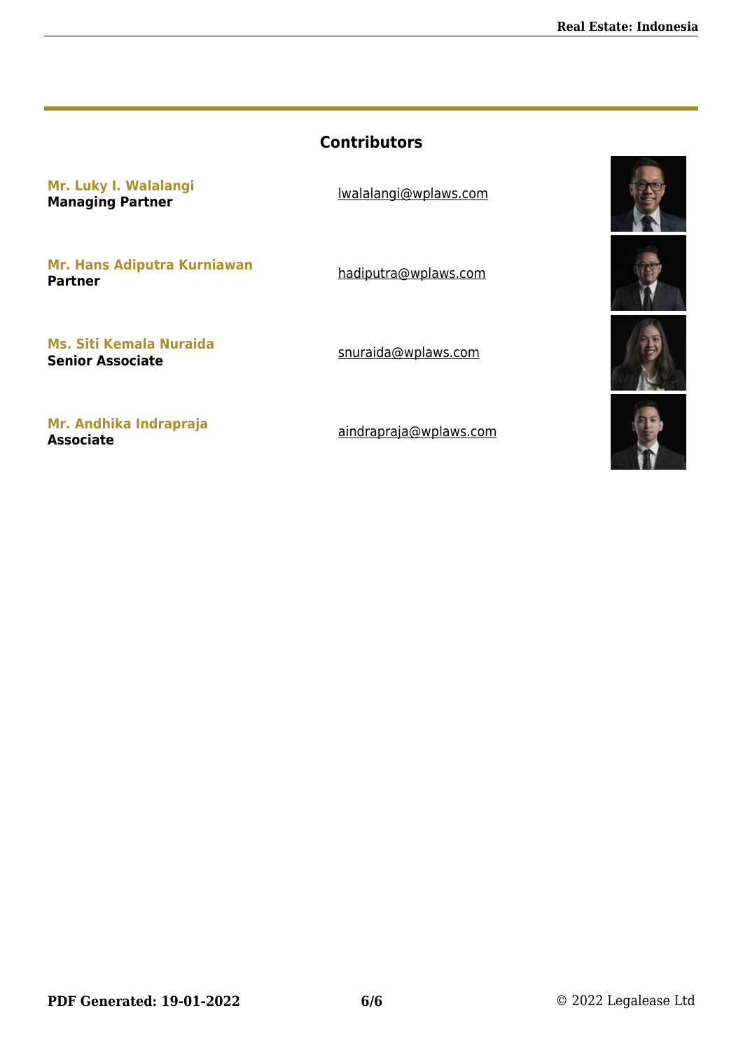## Contributors

**Mr. Luky I. Walalangi**
**Managing Partner**

lwalalangi@wplaws.com

**Mr. Hans Adiputra Kurniawan**
**Partner**

hadiputra@wplaws.com

**Ms. Siti Kemala Nuraida**
**Senior Associate**

snuraida@wplaws.com

**Mr. Andhika Indrapraja**
**Associate**

aindrapraja@wplaws.com